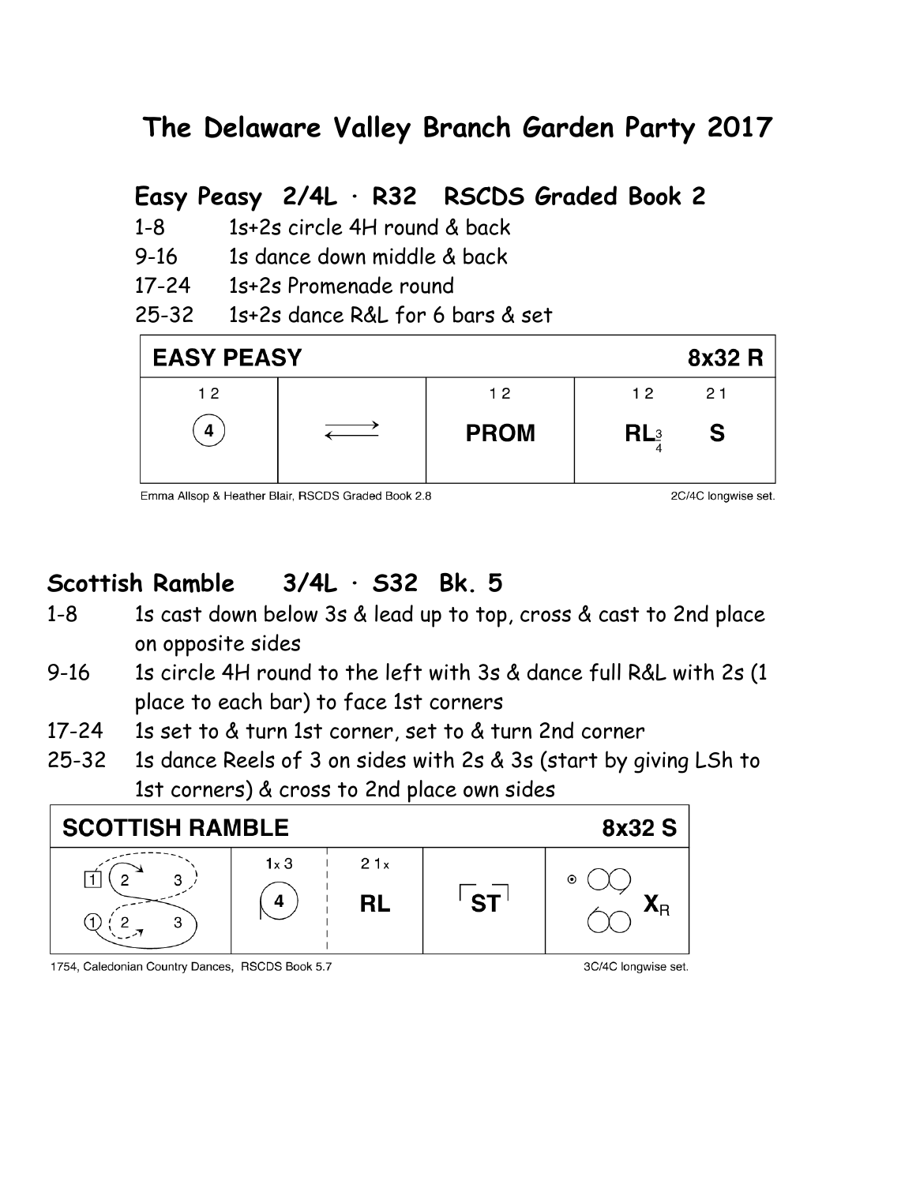# The Delaware Valley Branch Garden Party 2017

## Easy Peasy 2/4L · R32 RSCDS Graded Book 2

- 1-8 1s+2s circle 4H round & back
- 9-16 1s dance down middle & back
- 17-24 1s+2s Promenade round
- 25-32 1s+2s dance R&L for 6 bars & set

| EASY PEASY | | | 8x32 R |
|---|---|---|---|
| 1 2<br>4 | ⟶ ⟵ | 1 2<br>PROM | 1 2 2 1<br>RL 3/4 S |

Emma Allsop & Heather Blair, RSCDS Graded Book 2.8 — 2C/4C longwise set.

## Scottish Ramble 3/4L · S32 Bk. 5

- 1-8 1s cast down below 3s & lead up to top, cross & cast to 2nd place on opposite sides
- 9-16 1s circle 4H round to the left with 3s & dance full R&L with 2s (1 place to each bar) to face 1st corners
- 17-24 1s set to & turn 1st corner, set to & turn 2nd corner
- 25-32 1s dance Reels of 3 on sides with 2s & 3s (start by giving LSh to 1st corners) & cross to 2nd place own sides

| SCOTTISH RAMBLE | | | | | 8x32 S |
|---|---|---|---|---|---|
| 1 2 3<br>1 2 3 | 1x 3<br>4 | 2 1x<br>RL | ST | | $X_R$ |

1754, Caledonian Country Dances, RSCDS Book 5.7 — 3C/4C longwise set.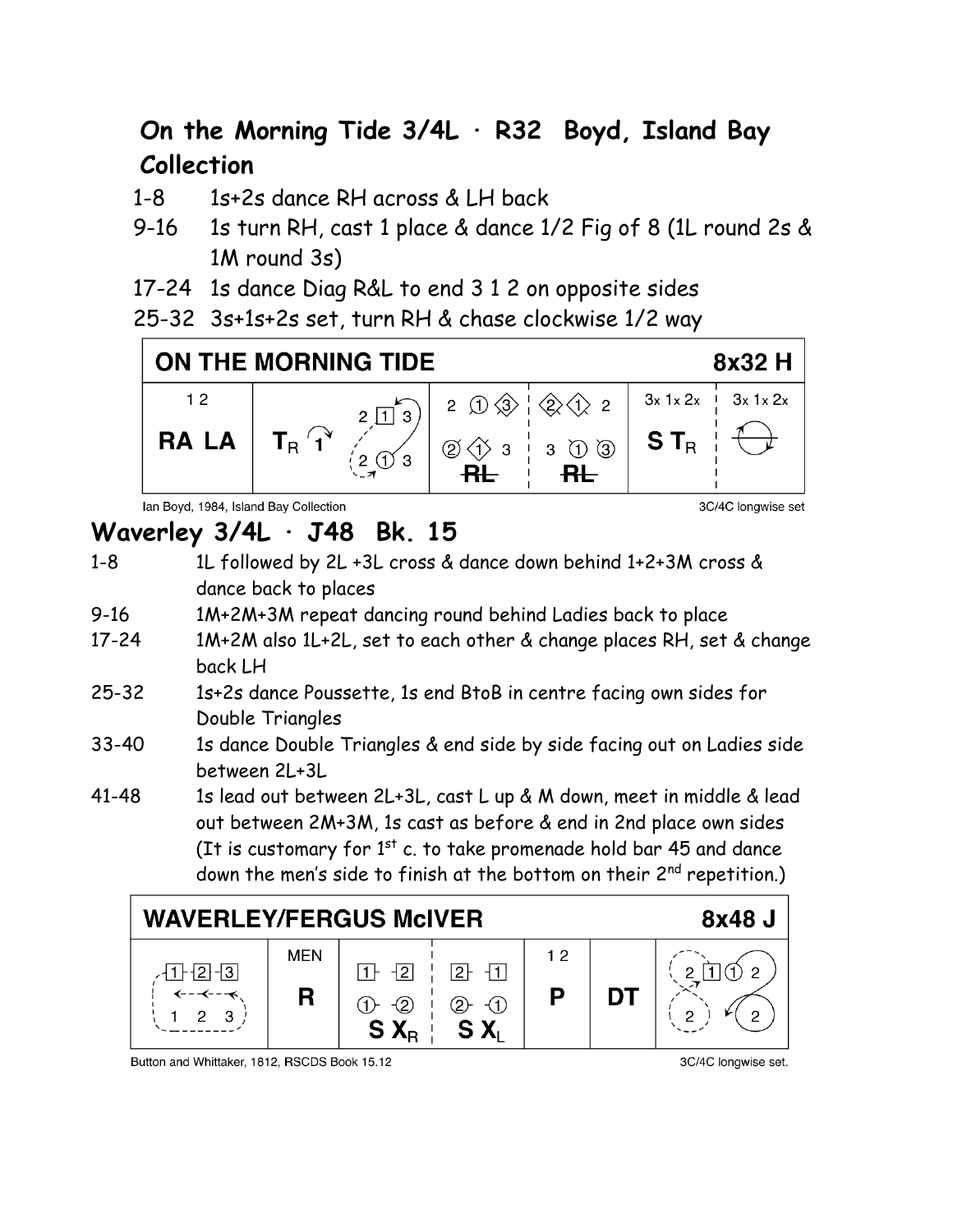## On the Morning Tide 3/4L · R32 Boyd, Island Bay Collection

1-8 1s+2s dance RH across & LH back

9-16 1s turn RH, cast 1 place & dance 1/2 Fig of 8 (1L round 2s & 1M round 3s)

17-24 1s dance Diag R&L to end 3 1 2 on opposite sides

25-32 3s+1s+2s set, turn RH & chase clockwise 1/2 way

| ON THE MORNING TIDE | | | | | 8x32 H |
|---|---|---|---|---|---|
| 1 2 RA LA | $T_R$ 1 | RL | RL | 3x 1x 2x S $T_R$ | 3x 1x 2x |

Ian Boyd, 1984, Island Bay Collection — 3C/4C longwise set

## Waverley 3/4L · J48 Bk. 15

1-8 1L followed by 2L +3L cross & dance down behind 1+2+3M cross & dance back to places

9-16 1M+2M+3M repeat dancing round behind Ladies back to place

17-24 1M+2M also 1L+2L, set to each other & change places RH, set & change back LH

25-32 1s+2s dance Poussette, 1s end BtoB in centre facing own sides for Double Triangles

33-40 1s dance Double Triangles & end side by side facing out on Ladies side between 2L+3L

41-48 1s lead out between 2L+3L, cast L up & M down, meet in middle & lead out between 2M+3M, 1s cast as before & end in 2nd place own sides (It is customary for 1st c. to take promenade hold bar 45 and dance down the men's side to finish at the bottom on their 2nd repetition.)

| WAVERLEY/FERGUS McIVER | | | | | | 8x48 J |
|---|---|---|---|---|---|---|
| 1 2 3 / 1 2 3 | MEN R | S $X_R$ | S $X_L$ | 1 2 P | DT | 2 1 1 2 / 2 2 |

Button and Whittaker, 1812, RSCDS Book 15.12 — 3C/4C longwise set.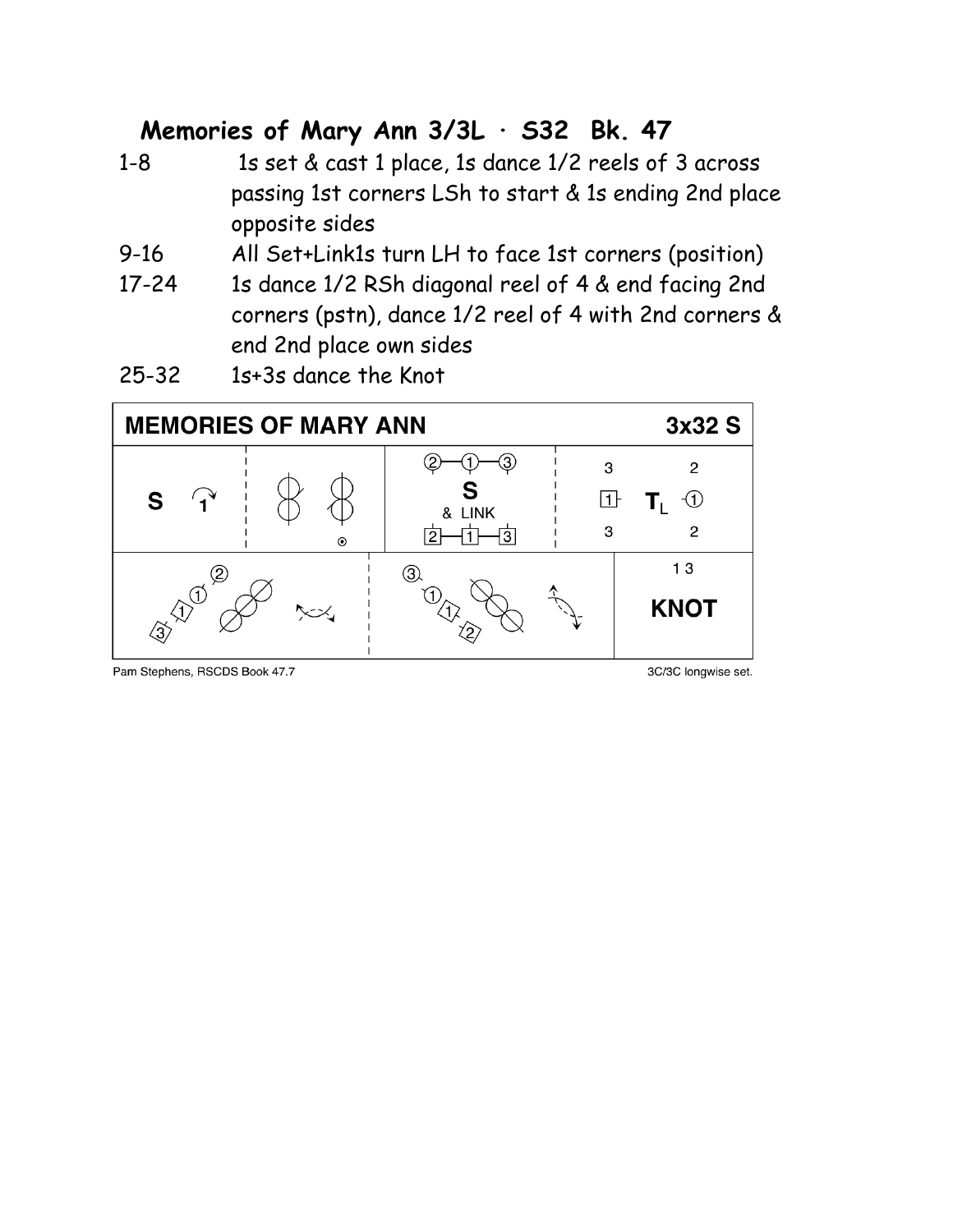## Memories of Mary Ann 3/3L · S32 Bk. 47

| | |
|---|---|
| 1-8 | 1s set & cast 1 place, 1s dance 1/2 reels of 3 across passing 1st corners LSh to start & 1s ending 2nd place opposite sides |
| 9-16 | All Set+Link1s turn LH to face 1st corners (position) |
| 17-24 | 1s dance 1/2 RSh diagonal reel of 4 & end facing 2nd corners (pstn), dance 1/2 reel of 4 with 2nd corners & end 2nd place own sides |
| 25-32 | 1s+3s dance the Knot |

**MEMORIES OF MARY ANN** **3x32 S**

S 1 | | 2 1 3 S & LINK 2 1 3 | 3 2 1 $T_L$ 1 3 2

2 1 1 3 | 3 1 1 2 | 1 3 KNOT

Pam Stephens, RSCDS Book 47.7

3C/3C longwise set.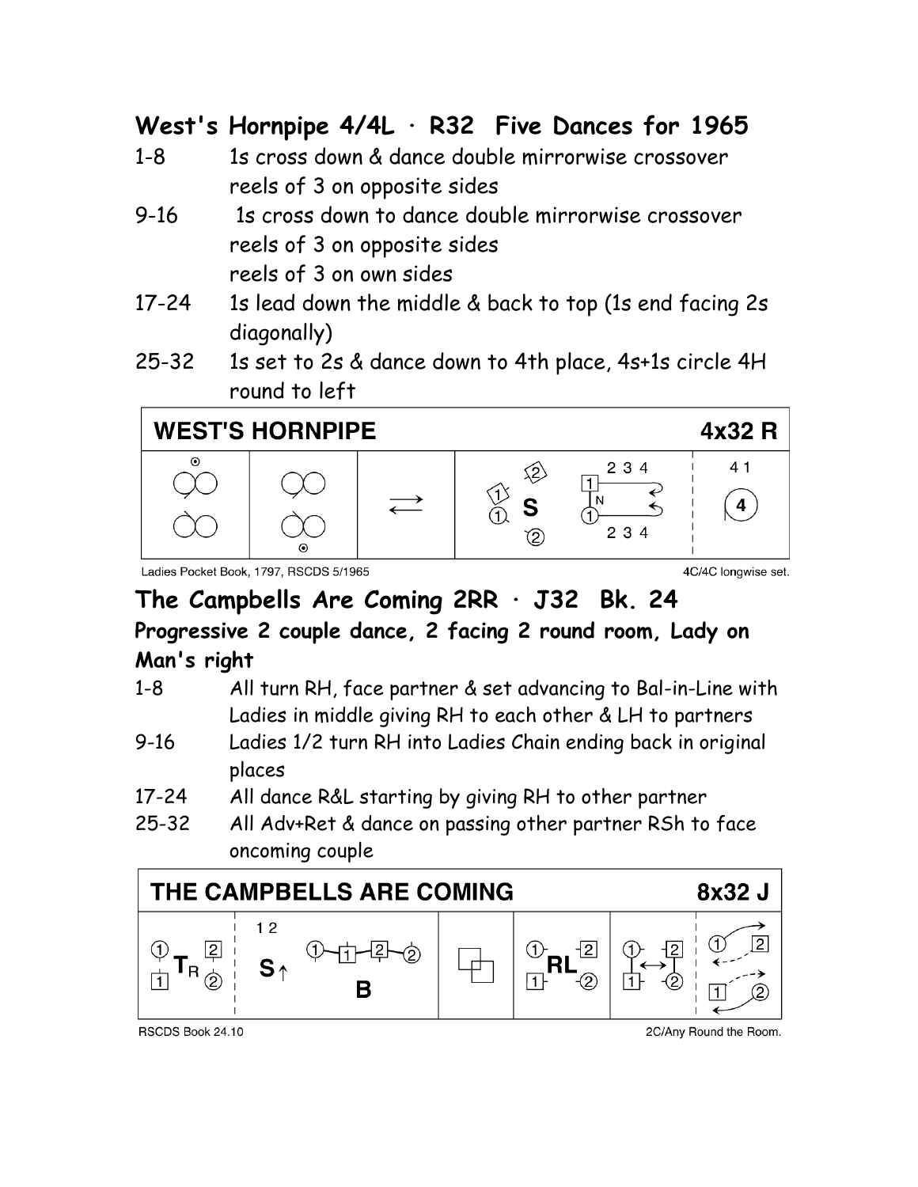## West's Hornpipe 4/4L · R32 Five Dances for 1965

| | |
|---|---|
| 1-8 | 1s cross down & dance double mirrorwise crossover reels of 3 on opposite sides |
| 9-16 | 1s cross down to dance double mirrorwise crossover reels of 3 on opposite sides reels of 3 on own sides |
| 17-24 | 1s lead down the middle & back to top (1s end facing 2s diagonally) |
| 25-32 | 1s set to 2s & dance down to 4th place, 4s+1s circle 4H round to left |

**WEST'S HORNPIPE** **4x32 R**

Ladies Pocket Book, 1797, RSCDS 5/1965

4C/4C longwise set.

## The Campbells Are Coming 2RR · J32 Bk. 24

### Progressive 2 couple dance, 2 facing 2 round room, Lady on Man's right

| | |
|---|---|
| 1-8 | All turn RH, face partner & set advancing to Bal-in-Line with Ladies in middle giving RH to each other & LH to partners |
| 9-16 | Ladies 1/2 turn RH into Ladies Chain ending back in original places |
| 17-24 | All dance R&L starting by giving RH to other partner |
| 25-32 | All Adv+Ret & dance on passing other partner RSh to face oncoming couple |

**THE CAMPBELLS ARE COMING** **8x32 J**

RSCDS Book 24.10

2C/Any Round the Room.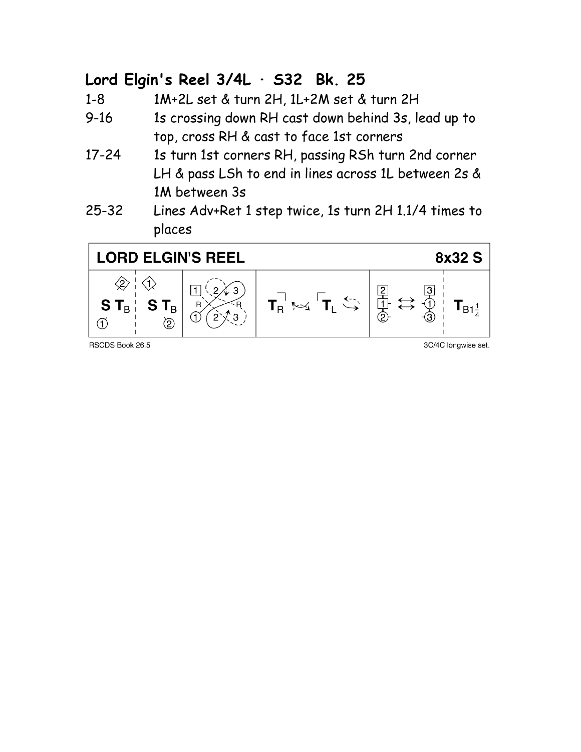## Lord Elgin's Reel 3/4L · S32 Bk. 25

| | |
|---|---|
| 1-8 | 1M+2L set & turn 2H, 1L+2M set & turn 2H |
| 9-16 | 1s crossing down RH cast down behind 3s, lead up to top, cross RH & cast to face 1st corners |
| 17-24 | 1s turn 1st corners RH, passing RSh turn 2nd corner LH & pass LSh to end in lines across 1L between 2s & 1M between 3s |
| 25-32 | Lines Adv+Ret 1 step twice, 1s turn 2H 1.1/4 times to places |

**LORD ELGIN'S REEL** 8x32 S

S $T_B$ | S $T_B$ | $T_R$ | $T_L$ | $T_{B1\frac{1}{4}}$

RSCDS Book 26.5

3C/4C longwise set.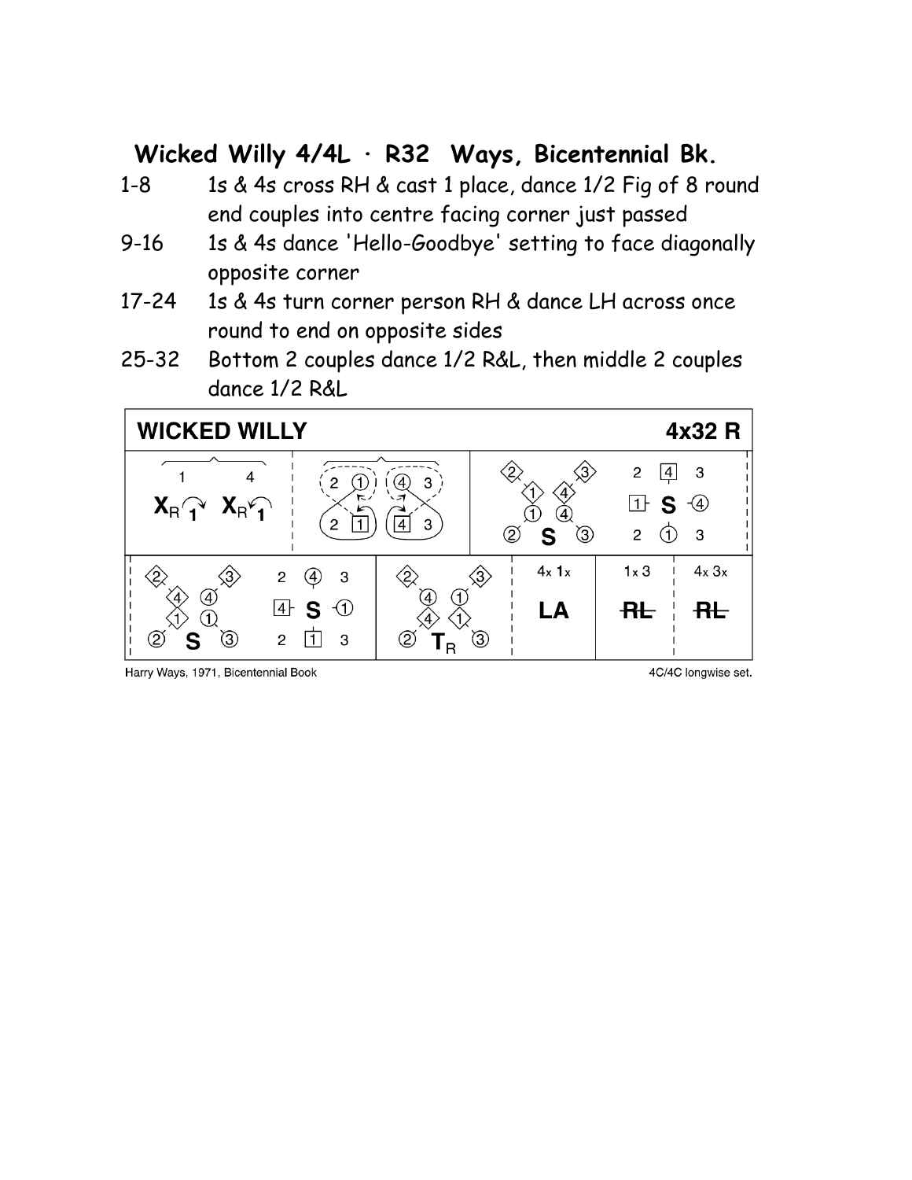## Wicked Willy 4/4L · R32 Ways, Bicentennial Bk.

| | |
|---|---|
| 1-8 | 1s & 4s cross RH & cast 1 place, dance 1/2 Fig of 8 round end couples into centre facing corner just passed |
| 9-16 | 1s & 4s dance 'Hello-Goodbye' setting to face diagonally opposite corner |
| 17-24 | 1s & 4s turn corner person RH & dance LH across once round to end on opposite sides |
| 25-32 | Bottom 2 couples dance 1/2 R&L, then middle 2 couples dance 1/2 R&L |

**WICKED WILLY** **4x32 R**

Harry Ways, 1971, Bicentennial Book

4C/4C longwise set.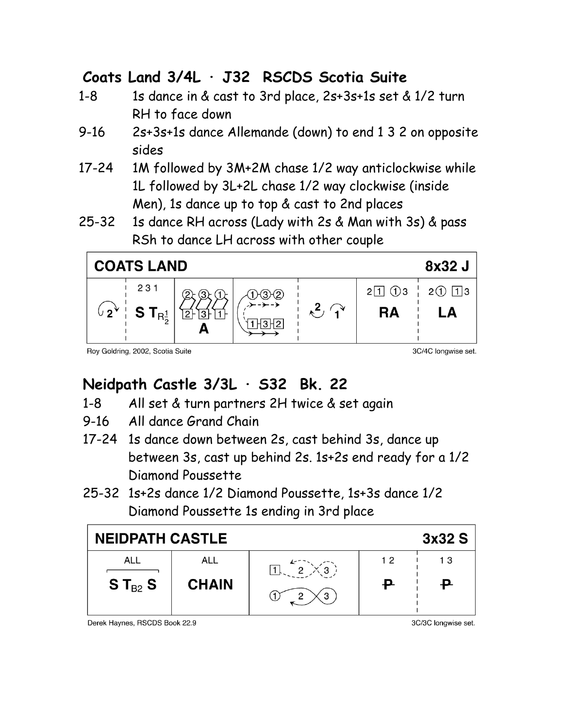## Coats Land 3/4L · J32 RSCDS Scotia Suite

1-8 1s dance in & cast to 3rd place, 2s+3s+1s set & 1/2 turn RH to face down

9-16 2s+3s+1s dance Allemande (down) to end 1 3 2 on opposite sides

17-24 1M followed by 3M+2M chase 1/2 way anticlockwise while 1L followed by 3L+2L chase 1/2 way clockwise (inside Men), 1s dance up to top & cast to 2nd places

25-32 1s dance RH across (Lady with 2s & Man with 3s) & pass RSh to dance LH across with other couple

| COATS LAND | | | | | | 8x32 J |
|---|---|---|---|---|---|---|
| | 2 3 1 | | | | 2 [1] (1) 3 | 2 (1) [1] 3 |
| 2 | S $T_{R\frac{1}{2}}$ | A | | 2 1 | RA | LA |

Roy Goldring, 2002, Scotia Suite — 3C/4C longwise set.

## Neidpath Castle 3/3L · S32 Bk. 22

1-8 All set & turn partners 2H twice & set again

9-16 All dance Grand Chain

17-24 1s dance down between 2s, cast behind 3s, dance up between 3s, cast up behind 2s. 1s+2s end ready for a 1/2 Diamond Poussette

25-32 1s+2s dance 1/2 Diamond Poussette, 1s+3s dance 1/2 Diamond Poussette 1s ending in 3rd place

| NEIDPATH CASTLE | | | | 3x32 S |
|---|---|---|---|---|
| ALL | ALL | | 1 2 | 1 3 |
| S $T_{B2}$ S | CHAIN | | P | P |

Derek Haynes, RSCDS Book 22.9 — 3C/3C longwise set.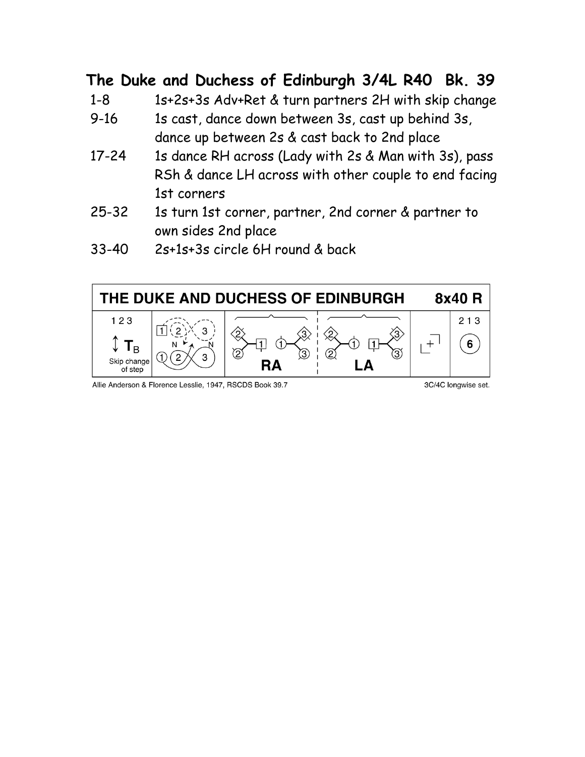## The Duke and Duchess of Edinburgh 3/4L R40 Bk. 39

| | |
|---|---|
| 1-8 | 1s+2s+3s Adv+Ret & turn partners 2H with skip change |
| 9-16 | 1s cast, dance down between 3s, cast up behind 3s, dance up between 2s & cast back to 2nd place |
| 17-24 | 1s dance RH across (Lady with 2s & Man with 3s), pass RSh & dance LH across with other couple to end facing 1st corners |
| 25-32 | 1s turn 1st corner, partner, 2nd corner & partner to own sides 2nd place |
| 33-40 | 2s+1s+3s circle 6H round & back |

THE DUKE AND DUCHESS OF EDINBURGH 8x40 R

1 2 3

$T_B$

Skip change of step

N N

RA

LA

2 1 3

6

Allie Anderson & Florence Lesslie, 1947, RSCDS Book 39.7

3C/4C longwise set.